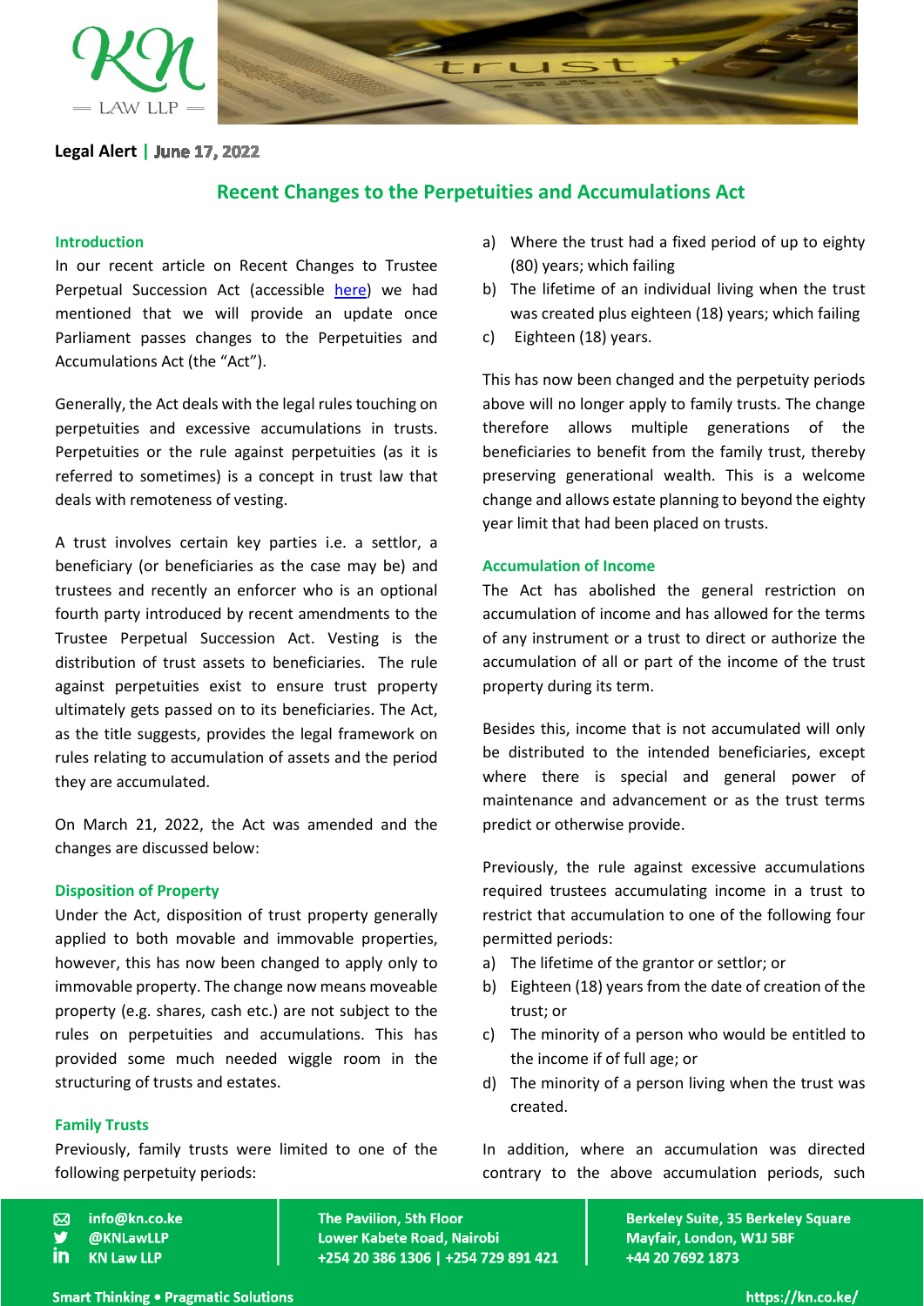**Legal Alert | June 17, 2022**

## Recent Changes to the Perpetuities and Accumulations Act

### Introduction

In our recent article on Recent Changes to Trustee Perpetual Succession Act (accessible here) we had mentioned that we will provide an update once Parliament passes changes to the Perpetuities and Accumulations Act (the "Act").

Generally, the Act deals with the legal rules touching on perpetuities and excessive accumulations in trusts. Perpetuities or the rule against perpetuities (as it is referred to sometimes) is a concept in trust law that deals with remoteness of vesting.

A trust involves certain key parties i.e. a settlor, a beneficiary (or beneficiaries as the case may be) and trustees and recently an enforcer who is an optional fourth party introduced by recent amendments to the Trustee Perpetual Succession Act. Vesting is the distribution of trust assets to beneficiaries. The rule against perpetuities exist to ensure trust property ultimately gets passed on to its beneficiaries. The Act, as the title suggests, provides the legal framework on rules relating to accumulation of assets and the period they are accumulated.

On March 21, 2022, the Act was amended and the changes are discussed below:

### Disposition of Property

Under the Act, disposition of trust property generally applied to both movable and immovable properties, however, this has now been changed to apply only to immovable property. The change now means moveable property (e.g. shares, cash etc.) are not subject to the rules on perpetuities and accumulations. This has provided some much needed wiggle room in the structuring of trusts and estates.

### Family Trusts

Previously, family trusts were limited to one of the following perpetuity periods:

a) Where the trust had a fixed period of up to eighty (80) years; which failing
b) The lifetime of an individual living when the trust was created plus eighteen (18) years; which failing
c) Eighteen (18) years.

This has now been changed and the perpetuity periods above will no longer apply to family trusts. The change therefore allows multiple generations of the beneficiaries to benefit from the family trust, thereby preserving generational wealth. This is a welcome change and allows estate planning to beyond the eighty year limit that had been placed on trusts.

### Accumulation of Income

The Act has abolished the general restriction on accumulation of income and has allowed for the terms of any instrument or a trust to direct or authorize the accumulation of all or part of the income of the trust property during its term.

Besides this, income that is not accumulated will only be distributed to the intended beneficiaries, except where there is special and general power of maintenance and advancement or as the trust terms predict or otherwise provide.

Previously, the rule against excessive accumulations required trustees accumulating income in a trust to restrict that accumulation to one of the following four permitted periods:

a) The lifetime of the grantor or settlor; or
b) Eighteen (18) years from the date of creation of the trust; or
c) The minority of a person who would be entitled to the income if of full age; or
d) The minority of a person living when the trust was created.

In addition, where an accumulation was directed contrary to the above accumulation periods, such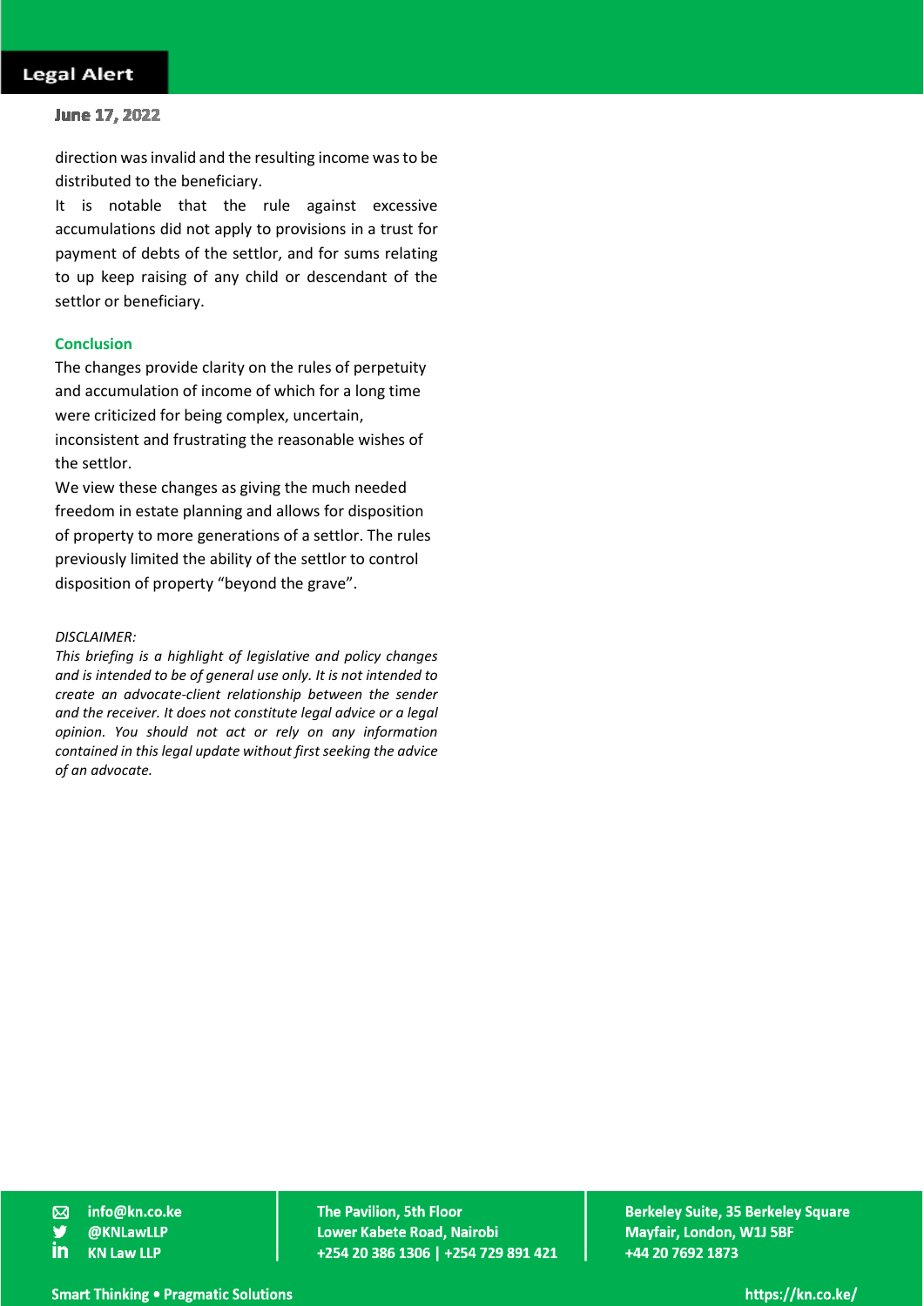direction was invalid and the resulting income was to be distributed to the beneficiary.

It is notable that the rule against excessive accumulations did not apply to provisions in a trust for payment of debts of the settlor, and for sums relating to up keep raising of any child or descendant of the settlor or beneficiary.

## Conclusion

The changes provide clarity on the rules of perpetuity and accumulation of income of which for a long time were criticized for being complex, uncertain, inconsistent and frustrating the reasonable wishes of the settlor.

We view these changes as giving the much needed freedom in estate planning and allows for disposition of property to more generations of a settlor. The rules previously limited the ability of the settlor to control disposition of property "beyond the grave".

*DISCLAIMER:*
*This briefing is a highlight of legislative and policy changes and is intended to be of general use only. It is not intended to create an advocate-client relationship between the sender and the receiver. It does not constitute legal advice or a legal opinion. You should not act or rely on any information contained in this legal update without first seeking the advice of an advocate.*